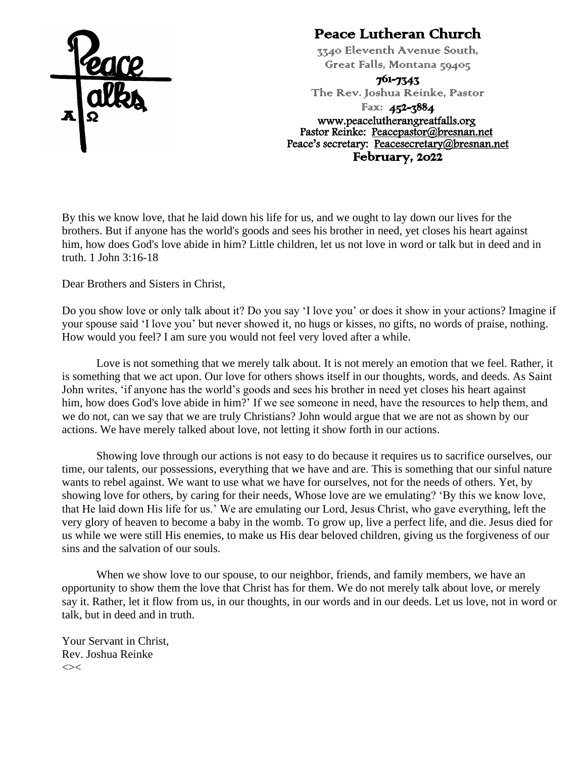# Peace Lutheran Church

3340 Eleventh Avenue South,
Great Falls, Montana 59405

**761-7343**

The Rev. Joshua Reinke, Pastor

Fax: **452-3884**

www.peacelutherangreatfalls.org
Pastor Reinke: Peacepastor@bresnan.net
Peace's secretary: Peacesecretary@bresnan.net

**February, 2022**

By this we know love, that he laid down his life for us, and we ought to lay down our lives for the brothers. But if anyone has the world's goods and sees his brother in need, yet closes his heart against him, how does God's love abide in him? Little children, let us not love in word or talk but in deed and in truth. 1 John 3:16-18

Dear Brothers and Sisters in Christ,

Do you show love or only talk about it? Do you say 'I love you' or does it show in your actions? Imagine if your spouse said 'I love you' but never showed it, no hugs or kisses, no gifts, no words of praise, nothing. How would you feel? I am sure you would not feel very loved after a while.

Love is not something that we merely talk about. It is not merely an emotion that we feel. Rather, it is something that we act upon. Our love for others shows itself in our thoughts, words, and deeds. As Saint John writes, 'if anyone has the world's goods and sees his brother in need yet closes his heart against him, how does God's love abide in him?' If we see someone in need, have the resources to help them, and we do not, can we say that we are truly Christians? John would argue that we are not as shown by our actions. We have merely talked about love, not letting it show forth in our actions.

Showing love through our actions is not easy to do because it requires us to sacrifice ourselves, our time, our talents, our possessions, everything that we have and are. This is something that our sinful nature wants to rebel against. We want to use what we have for ourselves, not for the needs of others. Yet, by showing love for others, by caring for their needs, Whose love are we emulating? 'By this we know love, that He laid down His life for us.' We are emulating our Lord, Jesus Christ, who gave everything, left the very glory of heaven to become a baby in the womb. To grow up, live a perfect life, and die. Jesus died for us while we were still His enemies, to make us His dear beloved children, giving us the forgiveness of our sins and the salvation of our souls.

When we show love to our spouse, to our neighbor, friends, and family members, we have an opportunity to show them the love that Christ has for them. We do not merely talk about love, or merely say it. Rather, let it flow from us, in our thoughts, in our words and in our deeds. Let us love, not in word or talk, but in deed and in truth.

Your Servant in Christ,
Rev. Joshua Reinke
<><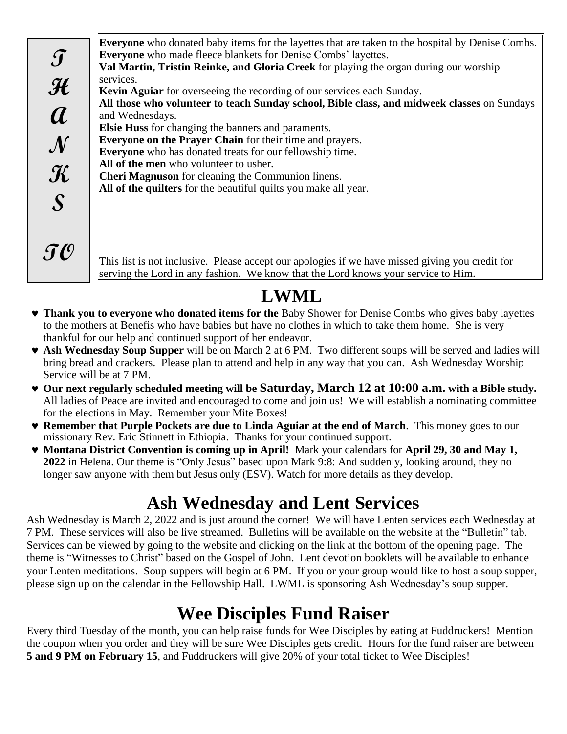## THANKS TO

**Everyone** who donated baby items for the layettes that are taken to the hospital by Denise Combs.
**Everyone** who made fleece blankets for Denise Combs' layettes.
**Val Martin, Tristin Reinke, and Gloria Creek** for playing the organ during our worship services.
**Kevin Aguiar** for overseeing the recording of our services each Sunday.
**All those who volunteer to teach Sunday school, Bible class, and midweek classes** on Sundays and Wednesdays.
**Elsie Huss** for changing the banners and paraments.
**Everyone on the Prayer Chain** for their time and prayers.
**Everyone** who has donated treats for our fellowship time.
**All of the men** who volunteer to usher.
**Cheri Magnuson** for cleaning the Communion linens.
**All of the quilters** for the beautiful quilts you make all year.

This list is not inclusive. Please accept our apologies if we have missed giving you credit for serving the Lord in any fashion. We know that the Lord knows your service to Him.

# LWML

- **Thank you to everyone who donated items for the** Baby Shower for Denise Combs who gives baby layettes to the mothers at Benefis who have babies but have no clothes in which to take them home. She is very thankful for our help and continued support of her endeavor.
- **Ash Wednesday Soup Supper** will be on March 2 at 6 PM. Two different soups will be served and ladies will bring bread and crackers. Please plan to attend and help in any way that you can. Ash Wednesday Worship Service will be at 7 PM.
- **Our next regularly scheduled meeting will be Saturday, March 12 at 10:00 a.m. with a Bible study.** All ladies of Peace are invited and encouraged to come and join us! We will establish a nominating committee for the elections in May. Remember your Mite Boxes!
- **Remember that Purple Pockets are due to Linda Aguiar at the end of March**. This money goes to our missionary Rev. Eric Stinnett in Ethiopia. Thanks for your continued support.
- **Montana District Convention is coming up in April!** Mark your calendars for **April 29, 30 and May 1, 2022** in Helena. Our theme is "Only Jesus" based upon Mark 9:8: And suddenly, looking around, they no longer saw anyone with them but Jesus only (ESV). Watch for more details as they develop.

# Ash Wednesday and Lent Services

Ash Wednesday is March 2, 2022 and is just around the corner! We will have Lenten services each Wednesday at 7 PM. These services will also be live streamed. Bulletins will be available on the website at the "Bulletin" tab. Services can be viewed by going to the website and clicking on the link at the bottom of the opening page. The theme is "Witnesses to Christ" based on the Gospel of John. Lent devotion booklets will be available to enhance your Lenten meditations. Soup suppers will begin at 6 PM. If you or your group would like to host a soup supper, please sign up on the calendar in the Fellowship Hall. LWML is sponsoring Ash Wednesday's soup supper.

# Wee Disciples Fund Raiser

Every third Tuesday of the month, you can help raise funds for Wee Disciples by eating at Fuddruckers! Mention the coupon when you order and they will be sure Wee Disciples gets credit. Hours for the fund raiser are between **5 and 9 PM on February 15**, and Fuddruckers will give 20% of your total ticket to Wee Disciples!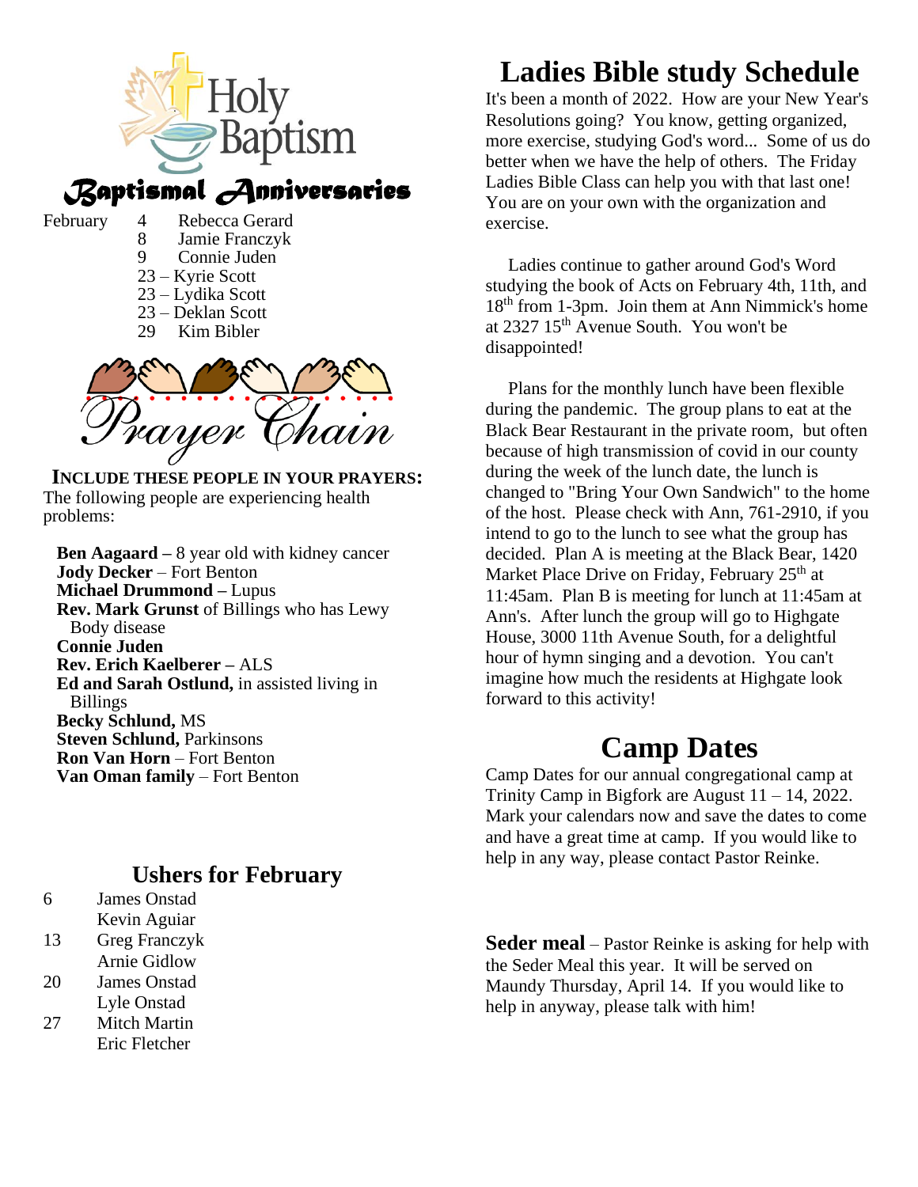Holy Baptism

## Baptismal Anniversaries

| | | |
|---|---|---|
| February | 4 | Rebecca Gerard |
| | 8 | Jamie Franczyk |
| | 9 | Connie Juden |
| | 23 | Kyrie Scott |
| | 23 | Lydika Scott |
| | 23 | Deklan Scott |
| | 29 | Kim Bibler |

## Prayer Chain

**INCLUDE THESE PEOPLE IN YOUR PRAYERS:**
The following people are experiencing health problems:

**Ben Aagaard –** 8 year old with kidney cancer
**Jody Decker** – Fort Benton
**Michael Drummond –** Lupus
**Rev. Mark Grunst** of Billings who has Lewy Body disease
**Connie Juden**
**Rev. Erich Kaelberer –** ALS
**Ed and Sarah Ostlund,** in assisted living in Billings
**Becky Schlund,** MS
**Steven Schlund,** Parkinsons
**Ron Van Horn** – Fort Benton
**Van Oman family** – Fort Benton

## Ushers for February

| | |
|---|---|
| 6 | James Onstad |
| | Kevin Aguiar |
| 13 | Greg Franczyk |
| | Arnie Gidlow |
| 20 | James Onstad |
| | Lyle Onstad |
| 27 | Mitch Martin |
| | Eric Fletcher |

# Ladies Bible study Schedule

It's been a month of 2022. How are your New Year's Resolutions going? You know, getting organized, more exercise, studying God's word... Some of us do better when we have the help of others. The Friday Ladies Bible Class can help you with that last one! You are on your own with the organization and exercise.

Ladies continue to gather around God's Word studying the book of Acts on February 4th, 11th, and 18th from 1-3pm. Join them at Ann Nimmick's home at 2327 15th Avenue South. You won't be disappointed!

Plans for the monthly lunch have been flexible during the pandemic. The group plans to eat at the Black Bear Restaurant in the private room, but often because of high transmission of covid in our county during the week of the lunch date, the lunch is changed to "Bring Your Own Sandwich" to the home of the host. Please check with Ann, 761-2910, if you intend to go to the lunch to see what the group has decided. Plan A is meeting at the Black Bear, 1420 Market Place Drive on Friday, February 25th at 11:45am. Plan B is meeting for lunch at 11:45am at Ann's. After lunch the group will go to Highgate House, 3000 11th Avenue South, for a delightful hour of hymn singing and a devotion. You can't imagine how much the residents at Highgate look forward to this activity!

# Camp Dates

Camp Dates for our annual congregational camp at Trinity Camp in Bigfork are August 11 – 14, 2022. Mark your calendars now and save the dates to come and have a great time at camp. If you would like to help in any way, please contact Pastor Reinke.

**Seder meal** – Pastor Reinke is asking for help with the Seder Meal this year. It will be served on Maundy Thursday, April 14. If you would like to help in anyway, please talk with him!